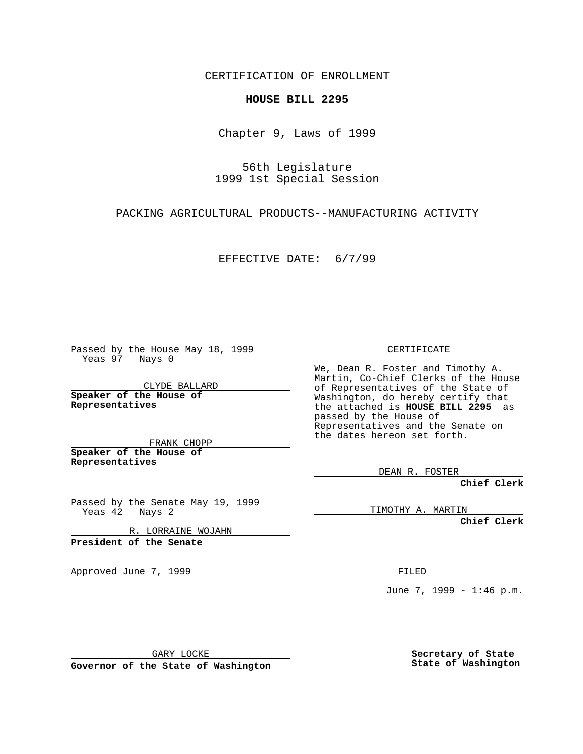CERTIFICATION OF ENROLLMENT

**HOUSE BILL 2295**

Chapter 9, Laws of 1999

56th Legislature
1999 1st Special Session

PACKING AGRICULTURAL PRODUCTS--MANUFACTURING ACTIVITY

EFFECTIVE DATE: 6/7/99

Passed by the House May 18, 1999
Yeas 97 Nays 0

CLYDE BALLARD
**Speaker of the House of Representatives**

FRANK CHOPP
**Speaker of the House of Representatives**

Passed by the Senate May 19, 1999
Yeas 42 Nays 2

R. LORRAINE WOJAHN
**President of the Senate**

Approved June 7, 1999

GARY LOCKE
**Governor of the State of Washington**

CERTIFICATE

We, Dean R. Foster and Timothy A. Martin, Co-Chief Clerks of the House of Representatives of the State of Washington, do hereby certify that the attached is **HOUSE BILL 2295** as passed by the House of Representatives and the Senate on the dates hereon set forth.

DEAN R. FOSTER
**Chief Clerk**

TIMOTHY A. MARTIN
**Chief Clerk**

FILED

June 7, 1999 - 1:46 p.m.

**Secretary of State**
**State of Washington**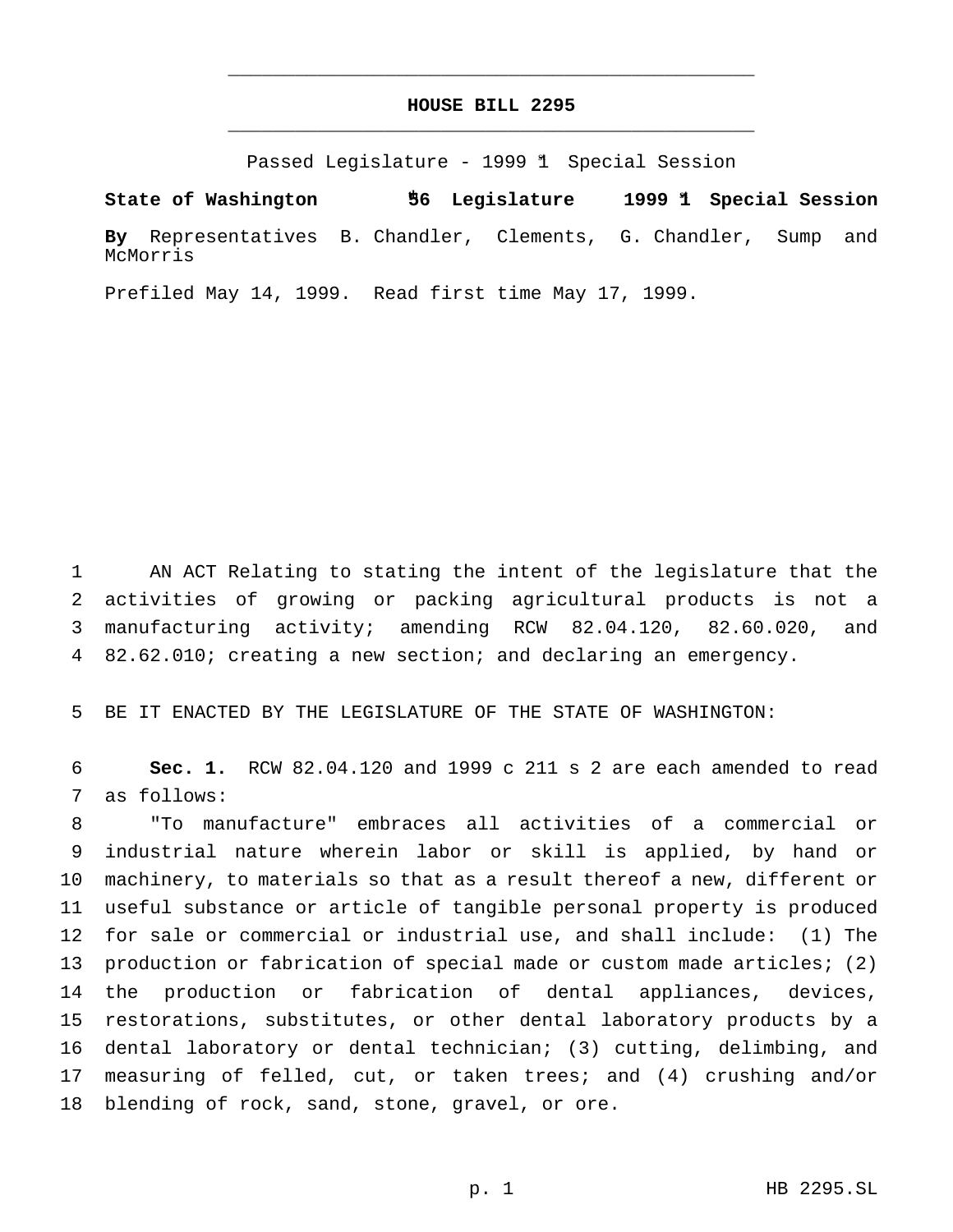# HOUSE BILL 2295

Passed Legislature - 1999 1st Special Session

**State of Washington 56th Legislature 1999 1st Special Session**

**By** Representatives B. Chandler, Clements, G. Chandler, Sump and McMorris

Prefiled May 14, 1999. Read first time May 17, 1999.

1 AN ACT Relating to stating the intent of the legislature that the
2 activities of growing or packing agricultural products is not a
3 manufacturing activity; amending RCW 82.04.120, 82.60.020, and
4 82.62.010; creating a new section; and declaring an emergency.

5 BE IT ENACTED BY THE LEGISLATURE OF THE STATE OF WASHINGTON:

6 **Sec. 1.** RCW 82.04.120 and 1999 c 211 s 2 are each amended to read
7 as follows:
8 "To manufacture" embraces all activities of a commercial or
9 industrial nature wherein labor or skill is applied, by hand or
10 machinery, to materials so that as a result thereof a new, different or
11 useful substance or article of tangible personal property is produced
12 for sale or commercial or industrial use, and shall include: (1) The
13 production or fabrication of special made or custom made articles; (2)
14 the production or fabrication of dental appliances, devices,
15 restorations, substitutes, or other dental laboratory products by a
16 dental laboratory or dental technician; (3) cutting, delimbing, and
17 measuring of felled, cut, or taken trees; and (4) crushing and/or
18 blending of rock, sand, stone, gravel, or ore.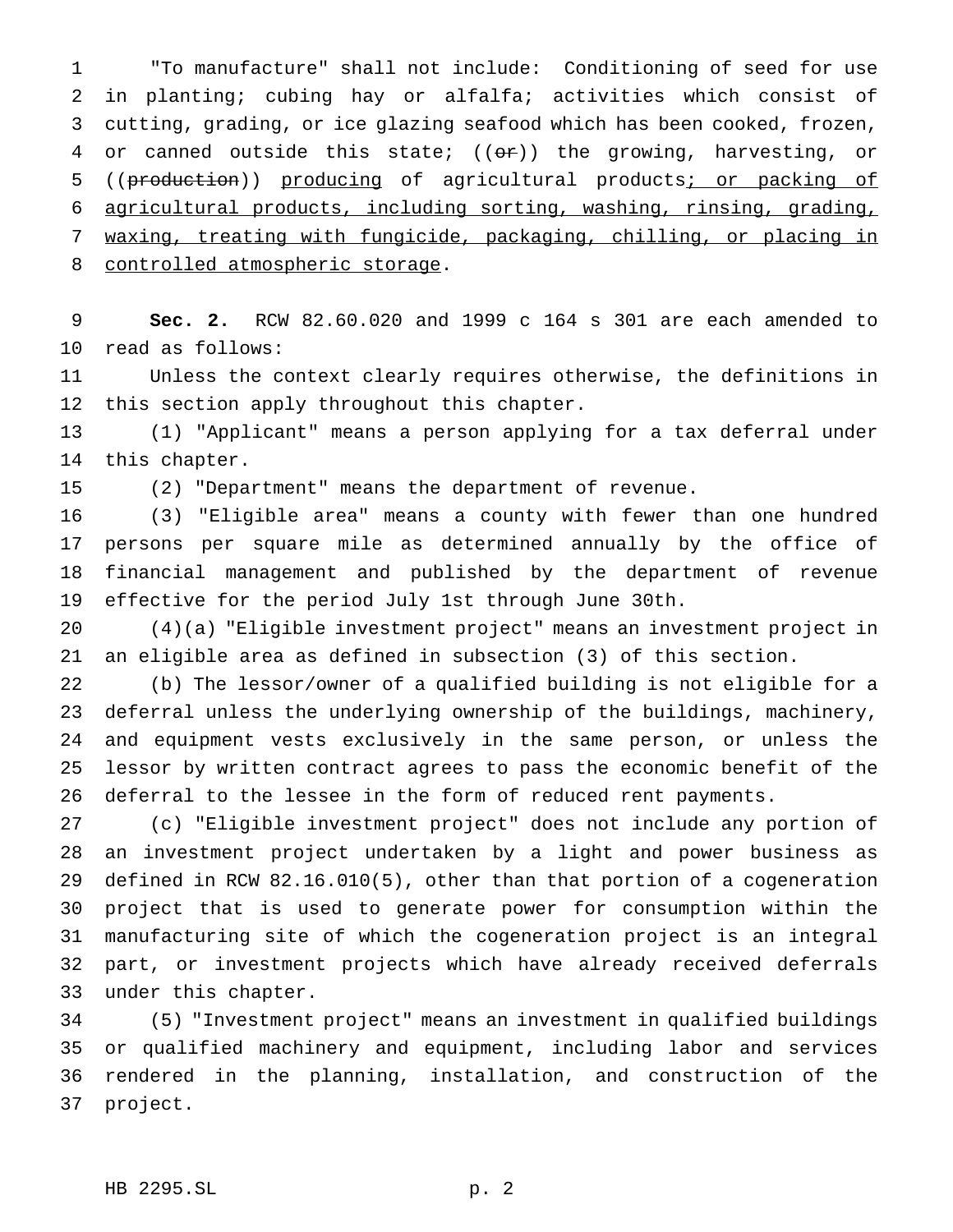"To manufacture" shall not include: Conditioning of seed for use in planting; cubing hay or alfalfa; activities which consist of cutting, grading, or ice glazing seafood which has been cooked, frozen, or canned outside this state; ((~~or~~)) the growing, harvesting, or ((~~production~~)) <u>producing</u> of agricultural products<u>; or packing of agricultural products, including sorting, washing, rinsing, grading, waxing, treating with fungicide, packaging, chilling, or placing in controlled atmospheric storage</u>.

**Sec. 2.** RCW 82.60.020 and 1999 c 164 s 301 are each amended to read as follows:

Unless the context clearly requires otherwise, the definitions in this section apply throughout this chapter.

(1) "Applicant" means a person applying for a tax deferral under this chapter.

(2) "Department" means the department of revenue.

(3) "Eligible area" means a county with fewer than one hundred persons per square mile as determined annually by the office of financial management and published by the department of revenue effective for the period July 1st through June 30th.

(4)(a) "Eligible investment project" means an investment project in an eligible area as defined in subsection (3) of this section.

(b) The lessor/owner of a qualified building is not eligible for a deferral unless the underlying ownership of the buildings, machinery, and equipment vests exclusively in the same person, or unless the lessor by written contract agrees to pass the economic benefit of the deferral to the lessee in the form of reduced rent payments.

(c) "Eligible investment project" does not include any portion of an investment project undertaken by a light and power business as defined in RCW 82.16.010(5), other than that portion of a cogeneration project that is used to generate power for consumption within the manufacturing site of which the cogeneration project is an integral part, or investment projects which have already received deferrals under this chapter.

(5) "Investment project" means an investment in qualified buildings or qualified machinery and equipment, including labor and services rendered in the planning, installation, and construction of the project.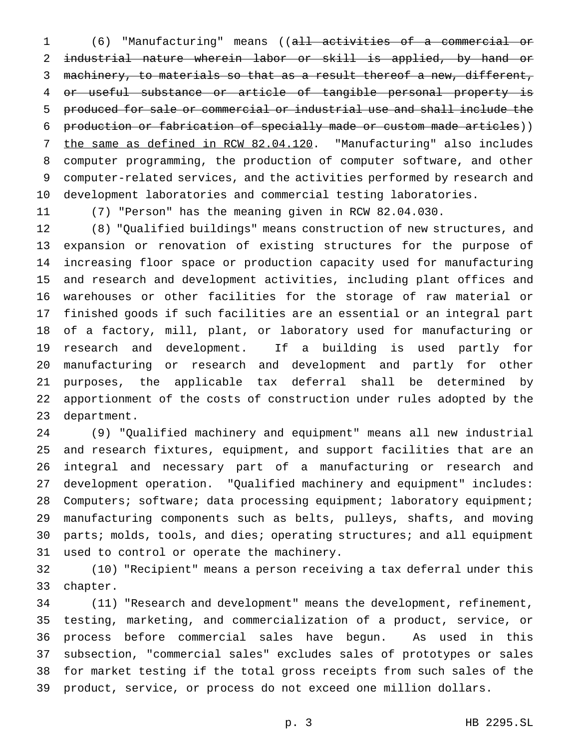(6) "Manufacturing" means ((~~all activities of a commercial or industrial nature wherein labor or skill is applied, by hand or machinery, to materials so that as a result thereof a new, different, or useful substance or article of tangible personal property is produced for sale or commercial or industrial use and shall include the production or fabrication of specially made or custom made articles~~)) <u>the same as defined in RCW 82.04.120</u>. "Manufacturing" also includes computer programming, the production of computer software, and other computer-related services, and the activities performed by research and development laboratories and commercial testing laboratories.

(7) "Person" has the meaning given in RCW 82.04.030.

(8) "Qualified buildings" means construction of new structures, and expansion or renovation of existing structures for the purpose of increasing floor space or production capacity used for manufacturing and research and development activities, including plant offices and warehouses or other facilities for the storage of raw material or finished goods if such facilities are an essential or an integral part of a factory, mill, plant, or laboratory used for manufacturing or research and development. If a building is used partly for manufacturing or research and development and partly for other purposes, the applicable tax deferral shall be determined by apportionment of the costs of construction under rules adopted by the department.

(9) "Qualified machinery and equipment" means all new industrial and research fixtures, equipment, and support facilities that are an integral and necessary part of a manufacturing or research and development operation. "Qualified machinery and equipment" includes: Computers; software; data processing equipment; laboratory equipment; manufacturing components such as belts, pulleys, shafts, and moving parts; molds, tools, and dies; operating structures; and all equipment used to control or operate the machinery.

(10) "Recipient" means a person receiving a tax deferral under this chapter.

(11) "Research and development" means the development, refinement, testing, marketing, and commercialization of a product, service, or process before commercial sales have begun. As used in this subsection, "commercial sales" excludes sales of prototypes or sales for market testing if the total gross receipts from such sales of the product, service, or process do not exceed one million dollars.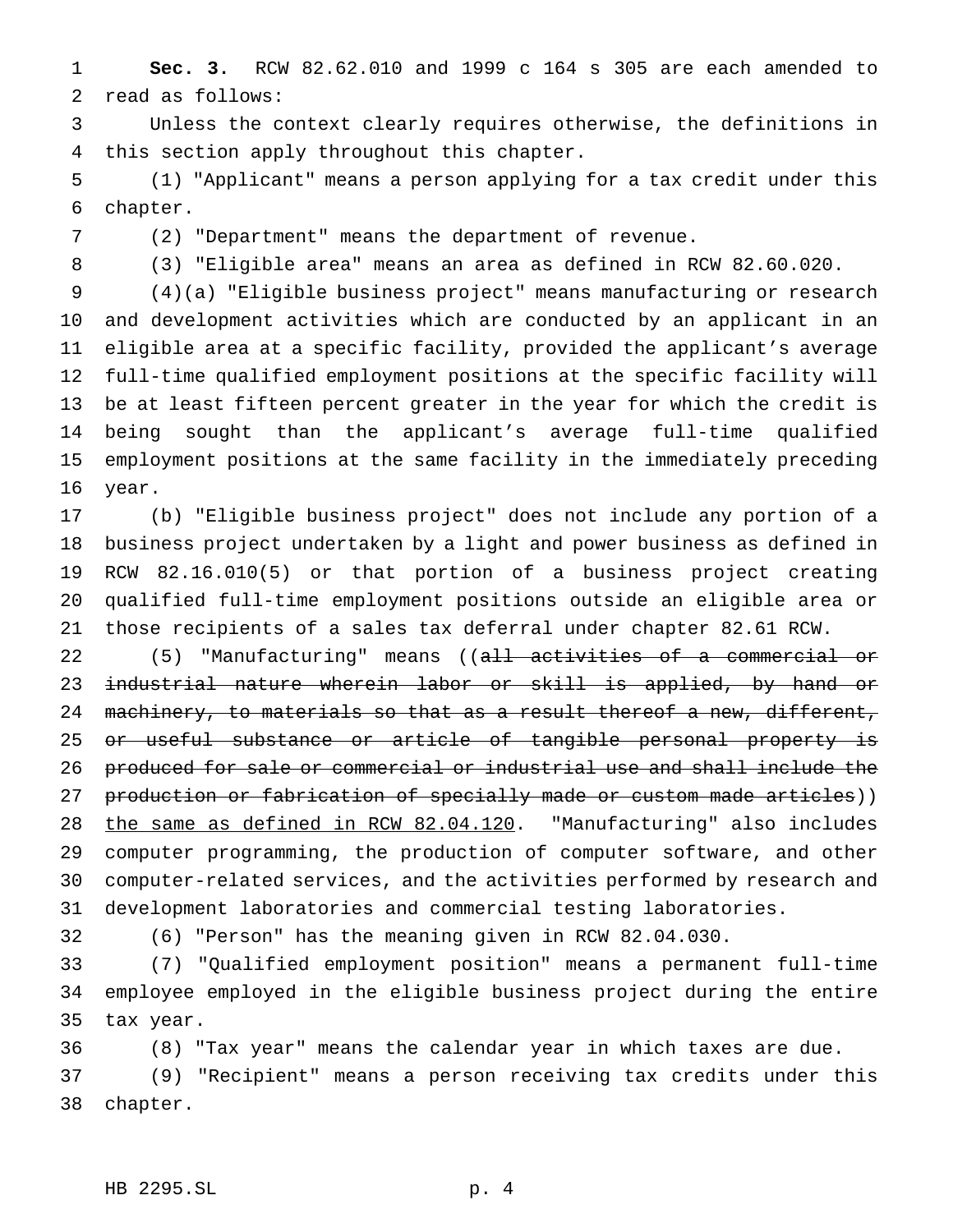**Sec. 3.** RCW 82.62.010 and 1999 c 164 s 305 are each amended to read as follows:

Unless the context clearly requires otherwise, the definitions in this section apply throughout this chapter.

(1) "Applicant" means a person applying for a tax credit under this chapter.

(2) "Department" means the department of revenue.

(3) "Eligible area" means an area as defined in RCW 82.60.020.

(4)(a) "Eligible business project" means manufacturing or research and development activities which are conducted by an applicant in an eligible area at a specific facility, provided the applicant's average full-time qualified employment positions at the specific facility will be at least fifteen percent greater in the year for which the credit is being sought than the applicant's average full-time qualified employment positions at the same facility in the immediately preceding year.

(b) "Eligible business project" does not include any portion of a business project undertaken by a light and power business as defined in RCW 82.16.010(5) or that portion of a business project creating qualified full-time employment positions outside an eligible area or those recipients of a sales tax deferral under chapter 82.61 RCW.

(5) "Manufacturing" means ((~~all activities of a commercial or industrial nature wherein labor or skill is applied, by hand or machinery, to materials so that as a result thereof a new, different, or useful substance or article of tangible personal property is produced for sale or commercial or industrial use and shall include the production or fabrication of specially made or custom made articles~~)) <u>the same as defined in RCW 82.04.120</u>. "Manufacturing" also includes computer programming, the production of computer software, and other computer-related services, and the activities performed by research and development laboratories and commercial testing laboratories.

(6) "Person" has the meaning given in RCW 82.04.030.

(7) "Qualified employment position" means a permanent full-time employee employed in the eligible business project during the entire tax year.

(8) "Tax year" means the calendar year in which taxes are due.

(9) "Recipient" means a person receiving tax credits under this chapter.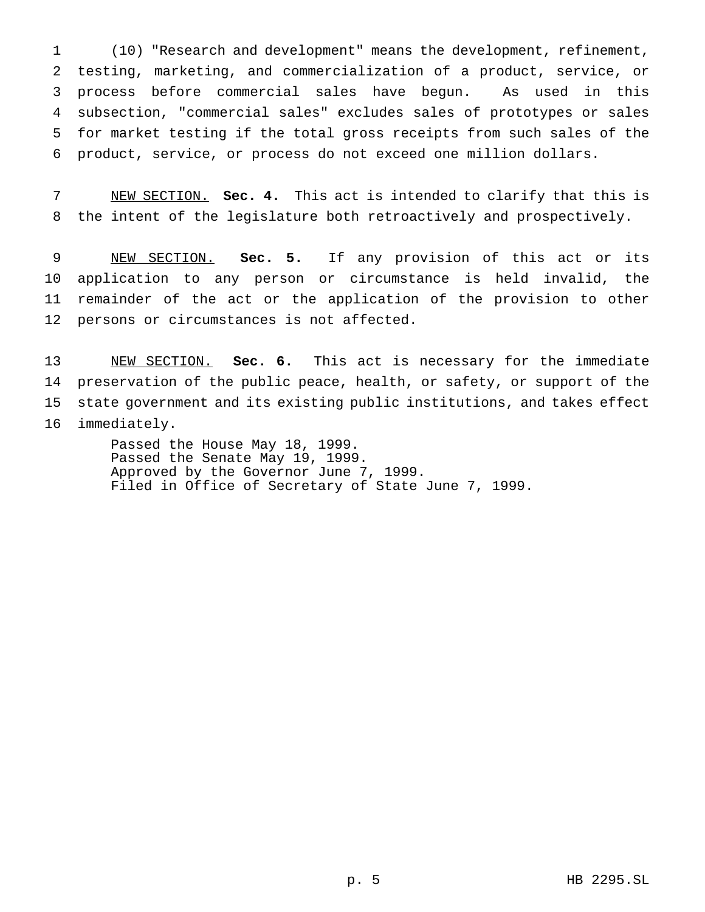(10) "Research and development" means the development, refinement, testing, marketing, and commercialization of a product, service, or process before commercial sales have begun. As used in this subsection, "commercial sales" excludes sales of prototypes or sales for market testing if the total gross receipts from such sales of the product, service, or process do not exceed one million dollars.

NEW SECTION. **Sec. 4.** This act is intended to clarify that this is the intent of the legislature both retroactively and prospectively.

NEW SECTION. **Sec. 5.** If any provision of this act or its application to any person or circumstance is held invalid, the remainder of the act or the application of the provision to other persons or circumstances is not affected.

NEW SECTION. **Sec. 6.** This act is necessary for the immediate preservation of the public peace, health, or safety, or support of the state government and its existing public institutions, and takes effect immediately.

Passed the House May 18, 1999.
Passed the Senate May 19, 1999.
Approved by the Governor June 7, 1999.
Filed in Office of Secretary of State June 7, 1999.